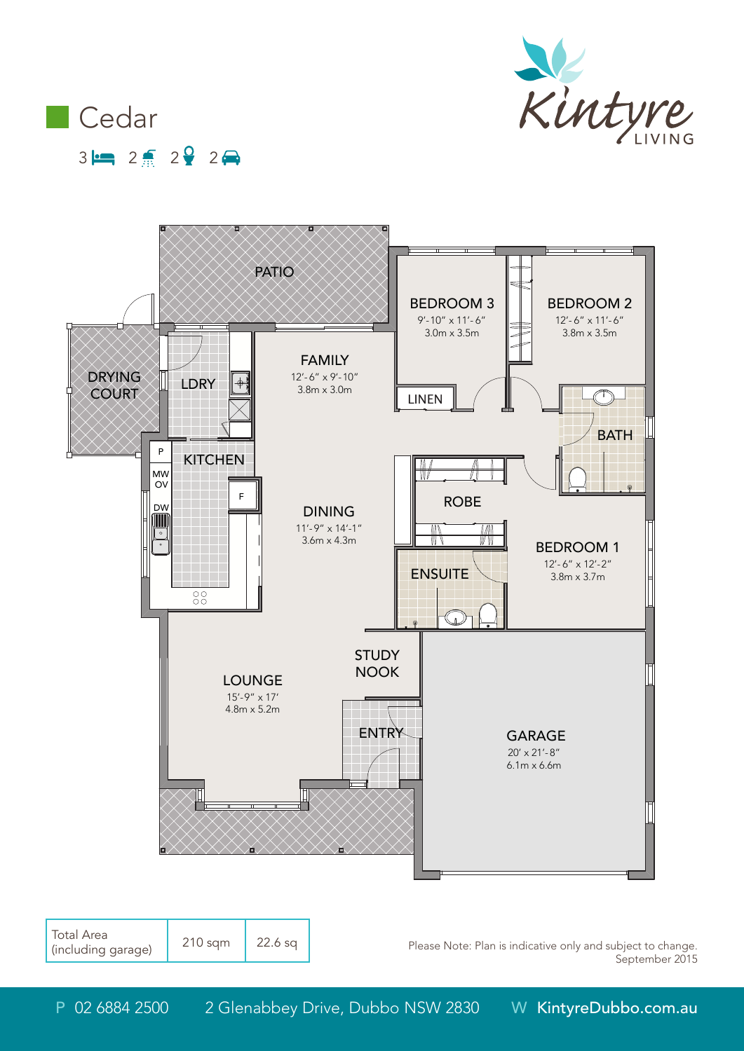# Cedar

3 bedrooms 2 bathrooms 2 toilets 2 car spaces

Kintyre LIVING

PATIO

DRYING COURT

LDRY

KITCHEN

P

MW OV

DW

F

FAMILY
12'-6" x 9'-10"
3.8m x 3.0m

DINING
11'-9" x 14'-1"
3.6m x 4.3m

BEDROOM 3
9'-10" x 11'-6"
3.0m x 3.5m

BEDROOM 2
12'-6" x 11'-6"
3.8m x 3.5m

LINEN

BATH

ROBE

ENSUITE

BEDROOM 1
12'-6" x 12'-2"
3.8m x 3.7m

STUDY NOOK

LOUNGE
15'-9" x 17'
4.8m x 5.2m

ENTRY

GARAGE
20' x 21'-8"
6.1m x 6.6m

| Total Area (including garage) | 210 sqm | 22.6 sq |
|---|---|---|

Please Note: Plan is indicative only and subject to change.
September 2015

P 02 6884 2500 2 Glenabbey Drive, Dubbo NSW 2830 W KintyreDubbo.com.au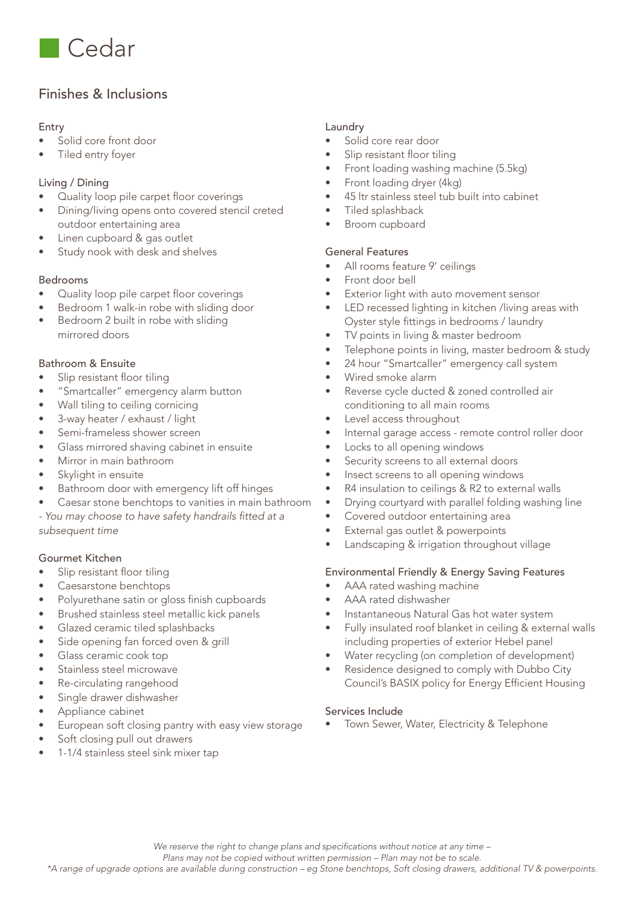# Cedar

## Finishes & Inclusions

### Entry

- Solid core front door
- Tiled entry foyer

### Living / Dining

- Quality loop pile carpet floor coverings
- Dining/living opens onto covered stencil creted outdoor entertaining area
- Linen cupboard & gas outlet
- Study nook with desk and shelves

### Bedrooms

- Quality loop pile carpet floor coverings
- Bedroom 1 walk-in robe with sliding door
- Bedroom 2 built in robe with sliding mirrored doors

### Bathroom & Ensuite

- Slip resistant floor tiling
- "Smartcaller" emergency alarm button
- Wall tiling to ceiling cornicing
- 3-way heater / exhaust / light
- Semi-frameless shower screen
- Glass mirrored shaving cabinet in ensuite
- Mirror in main bathroom
- Skylight in ensuite
- Bathroom door with emergency lift off hinges
- Caesar stone benchtops to vanities in main bathroom

*- You may choose to have safety handrails fitted at a subsequent time*

### Gourmet Kitchen

- Slip resistant floor tiling
- Caesarstone benchtops
- Polyurethane satin or gloss finish cupboards
- Brushed stainless steel metallic kick panels
- Glazed ceramic tiled splashbacks
- Side opening fan forced oven & grill
- Glass ceramic cook top
- Stainless steel microwave
- Re-circulating rangehood
- Single drawer dishwasher
- Appliance cabinet
- European soft closing pantry with easy view storage
- Soft closing pull out drawers
- 1-1/4 stainless steel sink mixer tap

### Laundry

- Solid core rear door
- Slip resistant floor tiling
- Front loading washing machine (5.5kg)
- Front loading dryer (4kg)
- 45 ltr stainless steel tub built into cabinet
- Tiled splashback
- Broom cupboard

### General Features

- All rooms feature 9' ceilings
- Front door bell
- Exterior light with auto movement sensor
- LED recessed lighting in kitchen /living areas with Oyster style fittings in bedrooms / laundry
- TV points in living & master bedroom
- Telephone points in living, master bedroom & study
- 24 hour "Smartcaller" emergency call system
- Wired smoke alarm
- Reverse cycle ducted & zoned controlled air conditioning to all main rooms
- Level access throughout
- Internal garage access - remote control roller door
- Locks to all opening windows
- Security screens to all external doors
- Insect screens to all opening windows
- R4 insulation to ceilings & R2 to external walls
- Drying courtyard with parallel folding washing line
- Covered outdoor entertaining area
- External gas outlet & powerpoints
- Landscaping & irrigation throughout village

### Environmental Friendly & Energy Saving Features

- AAA rated washing machine
- AAA rated dishwasher
- Instantaneous Natural Gas hot water system
- Fully insulated roof blanket in ceiling & external walls including properties of exterior Hebel panel
- Water recycling (on completion of development)
- Residence designed to comply with Dubbo City Council's BASIX policy for Energy Efficient Housing

### Services Include

- Town Sewer, Water, Electricity & Telephone

*We reserve the right to change plans and specifications without notice at any time – Plans may not be copied without written permission – Plan may not be to scale.*

*\*A range of upgrade options are available during construction – eg Stone benchtops, Soft closing drawers, additional TV & powerpoints.*